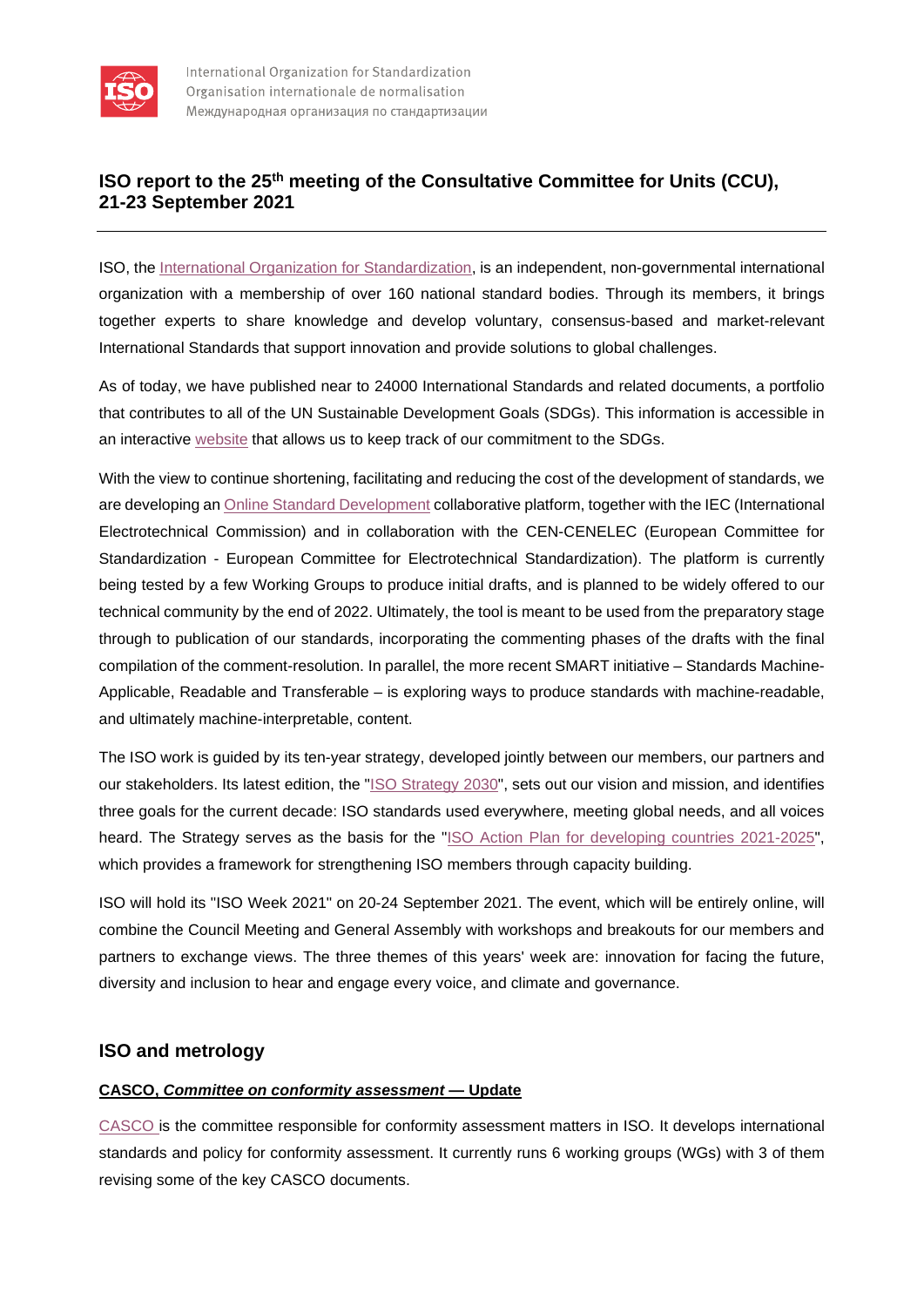## ISO report to the 25th meeting of the Consultative Committee for Units (CCU), 21-23 September 2021

ISO, the International Organization for Standardization, is an independent, non-governmental international organization with a membership of over 160 national standard bodies. Through its members, it brings together experts to share knowledge and develop voluntary, consensus-based and market-relevant International Standards that support innovation and provide solutions to global challenges.

As of today, we have published near to 24000 International Standards and related documents, a portfolio that contributes to all of the UN Sustainable Development Goals (SDGs). This information is accessible in an interactive website that allows us to keep track of our commitment to the SDGs.

With the view to continue shortening, facilitating and reducing the cost of the development of standards, we are developing an Online Standard Development collaborative platform, together with the IEC (International Electrotechnical Commission) and in collaboration with the CEN-CENELEC (European Committee for Standardization - European Committee for Electrotechnical Standardization). The platform is currently being tested by a few Working Groups to produce initial drafts, and is planned to be widely offered to our technical community by the end of 2022. Ultimately, the tool is meant to be used from the preparatory stage through to publication of our standards, incorporating the commenting phases of the drafts with the final compilation of the comment-resolution. In parallel, the more recent SMART initiative – Standards Machine-Applicable, Readable and Transferable – is exploring ways to produce standards with machine-readable, and ultimately machine-interpretable, content.

The ISO work is guided by its ten-year strategy, developed jointly between our members, our partners and our stakeholders. Its latest edition, the "ISO Strategy 2030", sets out our vision and mission, and identifies three goals for the current decade: ISO standards used everywhere, meeting global needs, and all voices heard. The Strategy serves as the basis for the "ISO Action Plan for developing countries 2021-2025", which provides a framework for strengthening ISO members through capacity building.

ISO will hold its "ISO Week 2021" on 20-24 September 2021. The event, which will be entirely online, will combine the Council Meeting and General Assembly with workshops and breakouts for our members and partners to exchange views. The three themes of this years' week are: innovation for facing the future, diversity and inclusion to hear and engage every voice, and climate and governance.

## ISO and metrology

### CASCO, *Committee on conformity assessment* — Update

CASCO is the committee responsible for conformity assessment matters in ISO. It develops international standards and policy for conformity assessment. It currently runs 6 working groups (WGs) with 3 of them revising some of the key CASCO documents.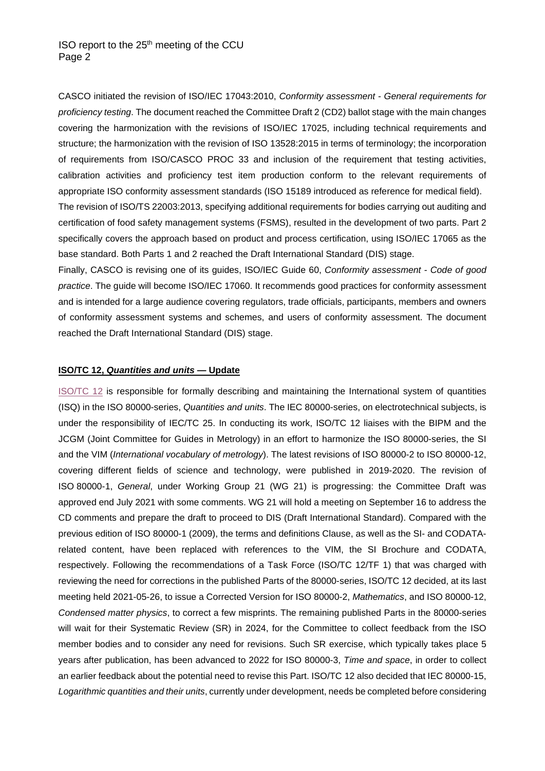CASCO initiated the revision of ISO/IEC 17043:2010, *Conformity assessment - General requirements for proficiency testing*. The document reached the Committee Draft 2 (CD2) ballot stage with the main changes covering the harmonization with the revisions of ISO/IEC 17025, including technical requirements and structure; the harmonization with the revision of ISO 13528:2015 in terms of terminology; the incorporation of requirements from ISO/CASCO PROC 33 and inclusion of the requirement that testing activities, calibration activities and proficiency test item production conform to the relevant requirements of appropriate ISO conformity assessment standards (ISO 15189 introduced as reference for medical field).

The revision of ISO/TS 22003:2013, specifying additional requirements for bodies carrying out auditing and certification of food safety management systems (FSMS), resulted in the development of two parts. Part 2 specifically covers the approach based on product and process certification, using ISO/IEC 17065 as the base standard. Both Parts 1 and 2 reached the Draft International Standard (DIS) stage.

Finally, CASCO is revising one of its guides, ISO/IEC Guide 60, *Conformity assessment - Code of good practice*. The guide will become ISO/IEC 17060. It recommends good practices for conformity assessment and is intended for a large audience covering regulators, trade officials, participants, members and owners of conformity assessment systems and schemes, and users of conformity assessment. The document reached the Draft International Standard (DIS) stage.

**ISO/TC 12, *Quantities and units* — Update**

ISO/TC 12 is responsible for formally describing and maintaining the International system of quantities (ISQ) in the ISO 80000-series, *Quantities and units*. The IEC 80000-series, on electrotechnical subjects, is under the responsibility of IEC/TC 25. In conducting its work, ISO/TC 12 liaises with the BIPM and the JCGM (Joint Committee for Guides in Metrology) in an effort to harmonize the ISO 80000-series, the SI and the VIM (*International vocabulary of metrology*). The latest revisions of ISO 80000-2 to ISO 80000-12, covering different fields of science and technology, were published in 2019-2020. The revision of ISO 80000-1, *General*, under Working Group 21 (WG 21) is progressing: the Committee Draft was approved end July 2021 with some comments. WG 21 will hold a meeting on September 16 to address the CD comments and prepare the draft to proceed to DIS (Draft International Standard). Compared with the previous edition of ISO 80000-1 (2009), the terms and definitions Clause, as well as the SI- and CODATA-related content, have been replaced with references to the VIM, the SI Brochure and CODATA, respectively. Following the recommendations of a Task Force (ISO/TC 12/TF 1) that was charged with reviewing the need for corrections in the published Parts of the 80000-series, ISO/TC 12 decided, at its last meeting held 2021-05-26, to issue a Corrected Version for ISO 80000-2, *Mathematics*, and ISO 80000-12, *Condensed matter physics*, to correct a few misprints. The remaining published Parts in the 80000-series will wait for their Systematic Review (SR) in 2024, for the Committee to collect feedback from the ISO member bodies and to consider any need for revisions. Such SR exercise, which typically takes place 5 years after publication, has been advanced to 2022 for ISO 80000-3, *Time and space*, in order to collect an earlier feedback about the potential need to revise this Part. ISO/TC 12 also decided that IEC 80000-15, *Logarithmic quantities and their units*, currently under development, needs be completed before considering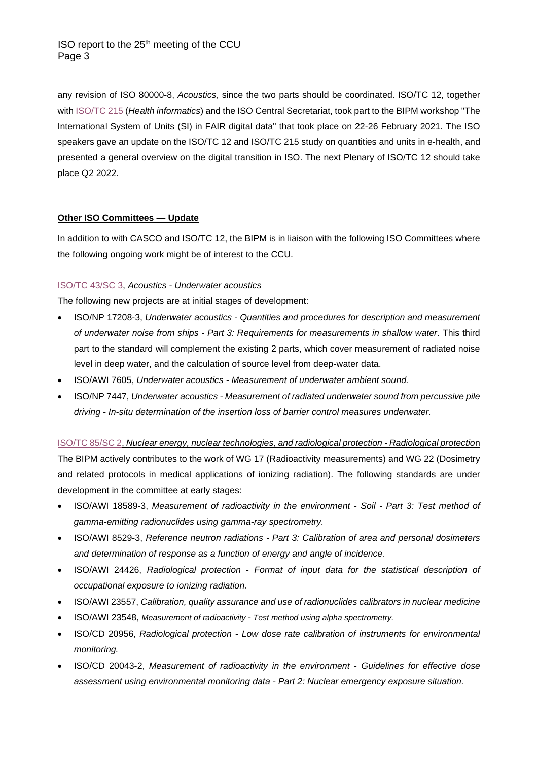any revision of ISO 80000-8, *Acoustics*, since the two parts should be coordinated. ISO/TC 12, together with ISO/TC 215 (*Health informatics*) and the ISO Central Secretariat, took part to the BIPM workshop "The International System of Units (SI) in FAIR digital data" that took place on 22-26 February 2021. The ISO speakers gave an update on the ISO/TC 12 and ISO/TC 215 study on quantities and units in e-health, and presented a general overview on the digital transition in ISO. The next Plenary of ISO/TC 12 should take place Q2 2022.

**Other ISO Committees — Update**

In addition to with CASCO and ISO/TC 12, the BIPM is in liaison with the following ISO Committees where the following ongoing work might be of interest to the CCU.

ISO/TC 43/SC 3, *Acoustics - Underwater acoustics*

The following new projects are at initial stages of development:

- ISO/NP 17208-3, *Underwater acoustics - Quantities and procedures for description and measurement of underwater noise from ships - Part 3: Requirements for measurements in shallow water*. This third part to the standard will complement the existing 2 parts, which cover measurement of radiated noise level in deep water, and the calculation of source level from deep-water data.
- ISO/AWI 7605, *Underwater acoustics - Measurement of underwater ambient sound.*
- ISO/NP 7447, *Underwater acoustics - Measurement of radiated underwater sound from percussive pile driving - In-situ determination of the insertion loss of barrier control measures underwater.*

ISO/TC 85/SC 2, *Nuclear energy, nuclear technologies, and radiological protection - Radiological protection*

The BIPM actively contributes to the work of WG 17 (Radioactivity measurements) and WG 22 (Dosimetry and related protocols in medical applications of ionizing radiation). The following standards are under development in the committee at early stages:

- ISO/AWI 18589-3, *Measurement of radioactivity in the environment - Soil - Part 3: Test method of gamma-emitting radionuclides using gamma-ray spectrometry.*
- ISO/AWI 8529-3, *Reference neutron radiations - Part 3: Calibration of area and personal dosimeters and determination of response as a function of energy and angle of incidence.*
- ISO/AWI 24426, *Radiological protection - Format of input data for the statistical description of occupational exposure to ionizing radiation.*
- ISO/AWI 23557, *Calibration, quality assurance and use of radionuclides calibrators in nuclear medicine*
- ISO/AWI 23548, *Measurement of radioactivity - Test method using alpha spectrometry.*
- ISO/CD 20956, *Radiological protection - Low dose rate calibration of instruments for environmental monitoring.*
- ISO/CD 20043-2, *Measurement of radioactivity in the environment - Guidelines for effective dose assessment using environmental monitoring data - Part 2: Nuclear emergency exposure situation.*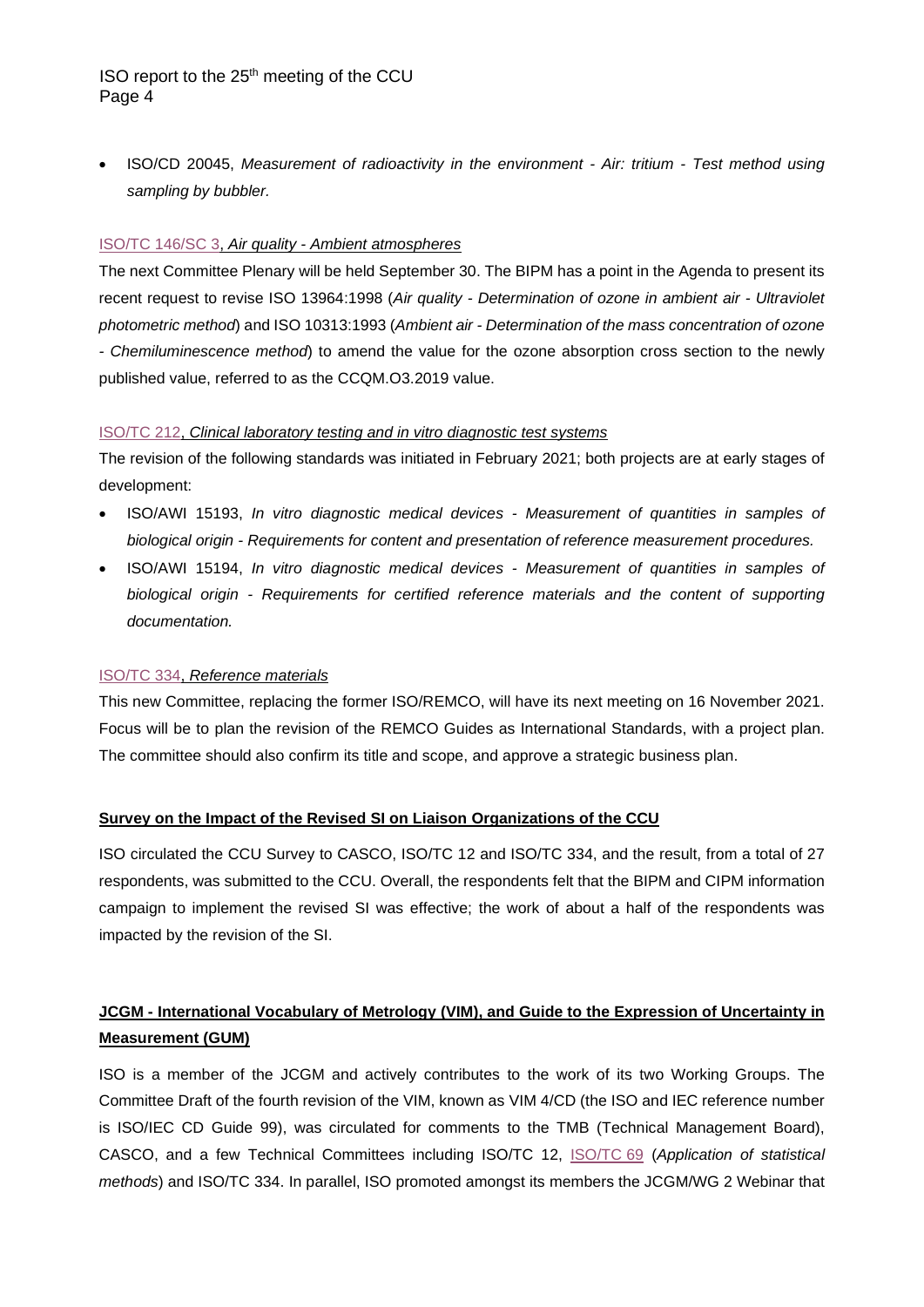- ISO/CD 20045, *Measurement of radioactivity in the environment - Air: tritium - Test method using sampling by bubbler.*

[ISO/TC 146/SC 3](), *Air quality - Ambient atmospheres*

The next Committee Plenary will be held September 30. The BIPM has a point in the Agenda to present its recent request to revise ISO 13964:1998 (*Air quality - Determination of ozone in ambient air - Ultraviolet photometric method*) and ISO 10313:1993 (*Ambient air - Determination of the mass concentration of ozone - Chemiluminescence method*) to amend the value for the ozone absorption cross section to the newly published value, referred to as the CCQM.O3.2019 value.

[ISO/TC 212](), *Clinical laboratory testing and in vitro diagnostic test systems*

The revision of the following standards was initiated in February 2021; both projects are at early stages of development:

- ISO/AWI 15193, *In vitro diagnostic medical devices - Measurement of quantities in samples of biological origin - Requirements for content and presentation of reference measurement procedures.*
- ISO/AWI 15194, *In vitro diagnostic medical devices - Measurement of quantities in samples of biological origin - Requirements for certified reference materials and the content of supporting documentation.*

[ISO/TC 334](), *Reference materials*

This new Committee, replacing the former ISO/REMCO, will have its next meeting on 16 November 2021. Focus will be to plan the revision of the REMCO Guides as International Standards, with a project plan. The committee should also confirm its title and scope, and approve a strategic business plan.

**Survey on the Impact of the Revised SI on Liaison Organizations of the CCU**

ISO circulated the CCU Survey to CASCO, ISO/TC 12 and ISO/TC 334, and the result, from a total of 27 respondents, was submitted to the CCU. Overall, the respondents felt that the BIPM and CIPM information campaign to implement the revised SI was effective; the work of about a half of the respondents was impacted by the revision of the SI.

**JCGM - International Vocabulary of Metrology (VIM), and Guide to the Expression of Uncertainty in Measurement (GUM)**

ISO is a member of the JCGM and actively contributes to the work of its two Working Groups. The Committee Draft of the fourth revision of the VIM, known as VIM 4/CD (the ISO and IEC reference number is ISO/IEC CD Guide 99), was circulated for comments to the TMB (Technical Management Board), CASCO, and a few Technical Committees including ISO/TC 12, [ISO/TC 69]() (*Application of statistical methods*) and ISO/TC 334. In parallel, ISO promoted amongst its members the JCGM/WG 2 Webinar that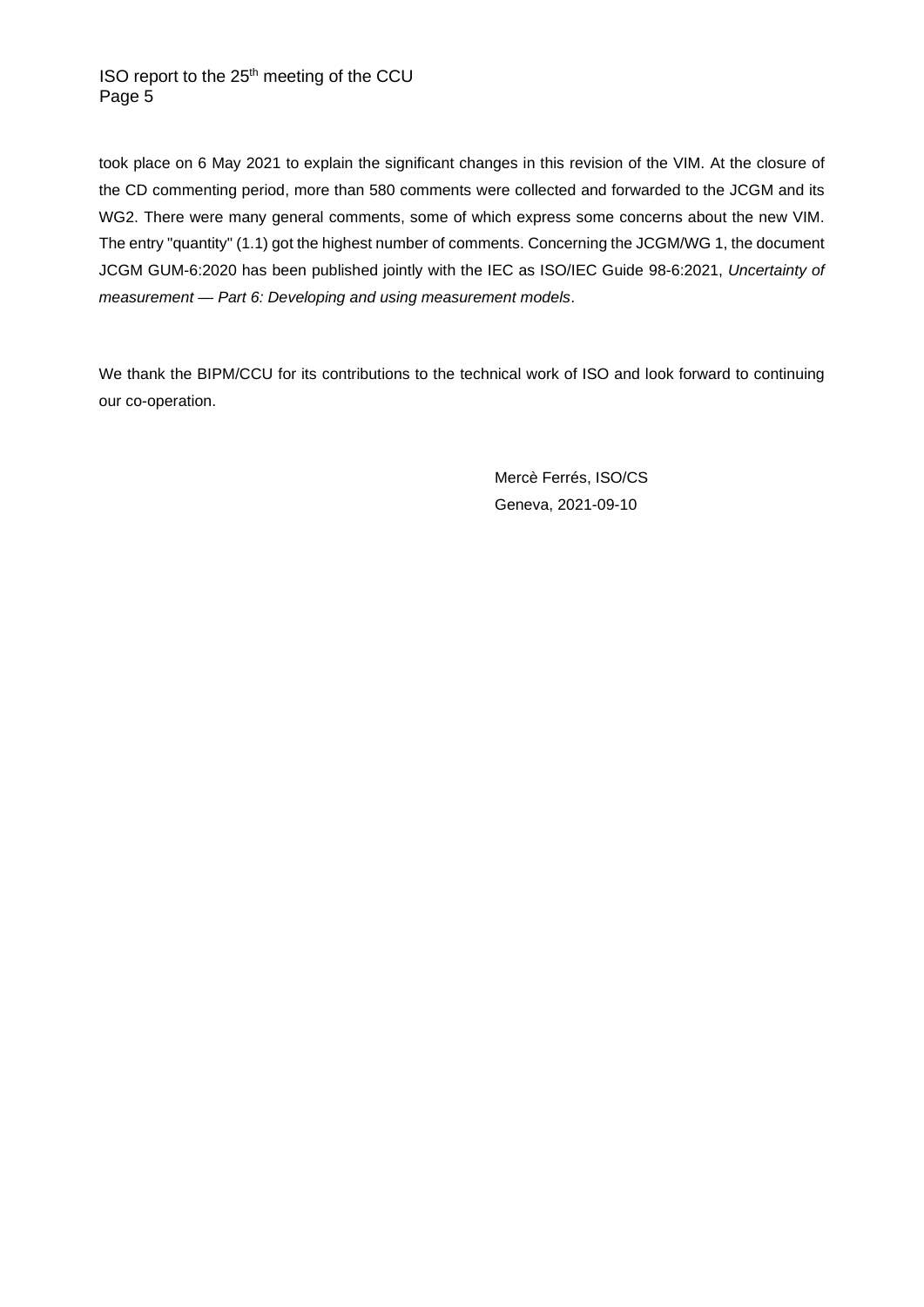took place on 6 May 2021 to explain the significant changes in this revision of the VIM. At the closure of the CD commenting period, more than 580 comments were collected and forwarded to the JCGM and its WG2. There were many general comments, some of which express some concerns about the new VIM. The entry "quantity" (1.1) got the highest number of comments. Concerning the JCGM/WG 1, the document JCGM GUM-6:2020 has been published jointly with the IEC as ISO/IEC Guide 98-6:2021, *Uncertainty of measurement — Part 6: Developing and using measurement models*.

We thank the BIPM/CCU for its contributions to the technical work of ISO and look forward to continuing our co-operation.

Mercè Ferrés, ISO/CS
Geneva, 2021-09-10